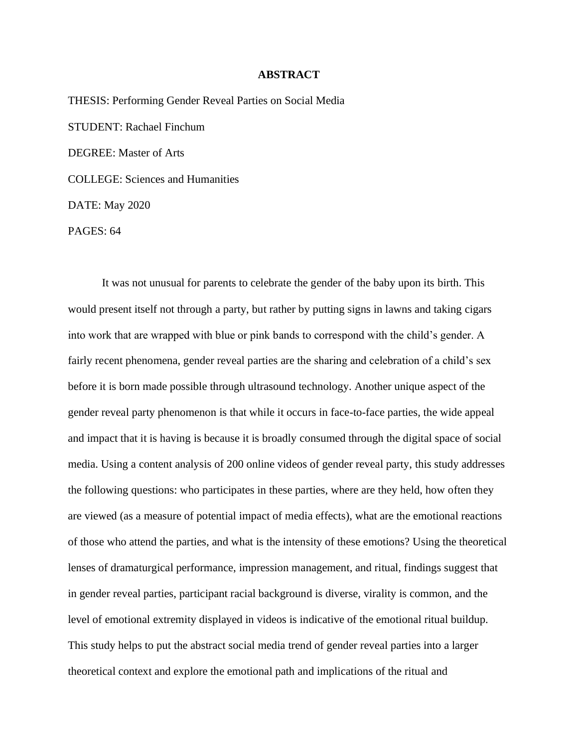# ABSTRACT

THESIS: Performing Gender Reveal Parties on Social Media

STUDENT: Rachael Finchum

DEGREE: Master of Arts

COLLEGE: Sciences and Humanities

DATE: May 2020

PAGES: 64

It was not unusual for parents to celebrate the gender of the baby upon its birth. This would present itself not through a party, but rather by putting signs in lawns and taking cigars into work that are wrapped with blue or pink bands to correspond with the child's gender. A fairly recent phenomena, gender reveal parties are the sharing and celebration of a child's sex before it is born made possible through ultrasound technology. Another unique aspect of the gender reveal party phenomenon is that while it occurs in face-to-face parties, the wide appeal and impact that it is having is because it is broadly consumed through the digital space of social media. Using a content analysis of 200 online videos of gender reveal party, this study addresses the following questions: who participates in these parties, where are they held, how often they are viewed (as a measure of potential impact of media effects), what are the emotional reactions of those who attend the parties, and what is the intensity of these emotions? Using the theoretical lenses of dramaturgical performance, impression management, and ritual, findings suggest that in gender reveal parties, participant racial background is diverse, virality is common, and the level of emotional extremity displayed in videos is indicative of the emotional ritual buildup. This study helps to put the abstract social media trend of gender reveal parties into a larger theoretical context and explore the emotional path and implications of the ritual and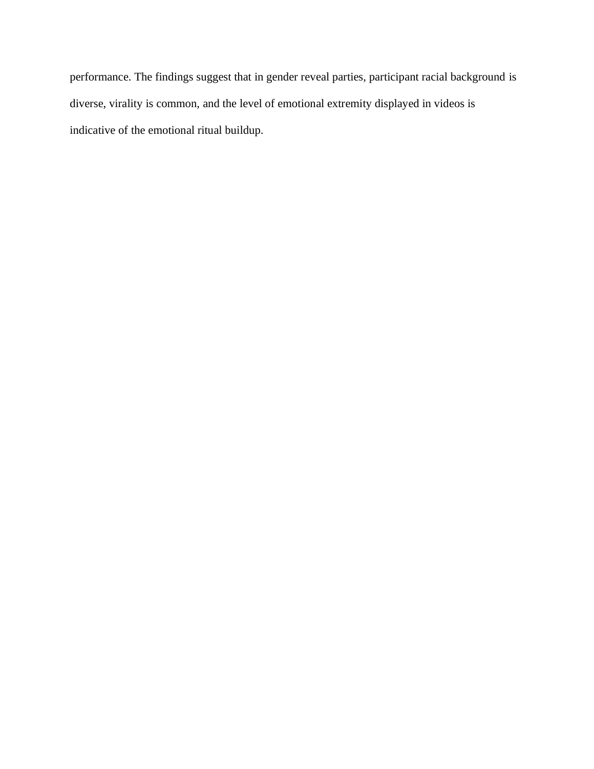performance. The findings suggest that in gender reveal parties, participant racial background is diverse, virality is common, and the level of emotional extremity displayed in videos is indicative of the emotional ritual buildup.